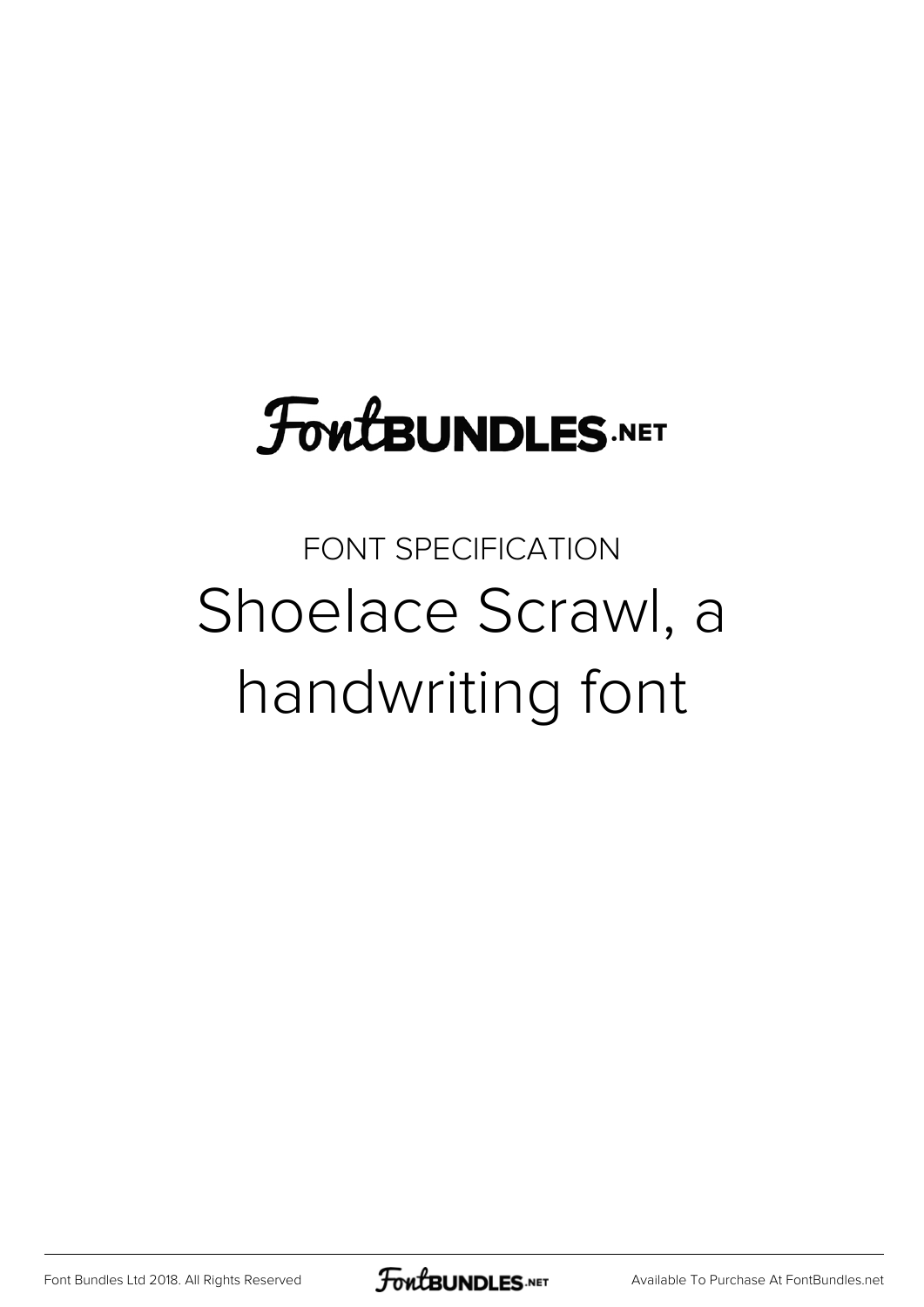FontBUNDLES.NET

FONT SPECIFICATION

# Shoelace Scrawl, a handwriting font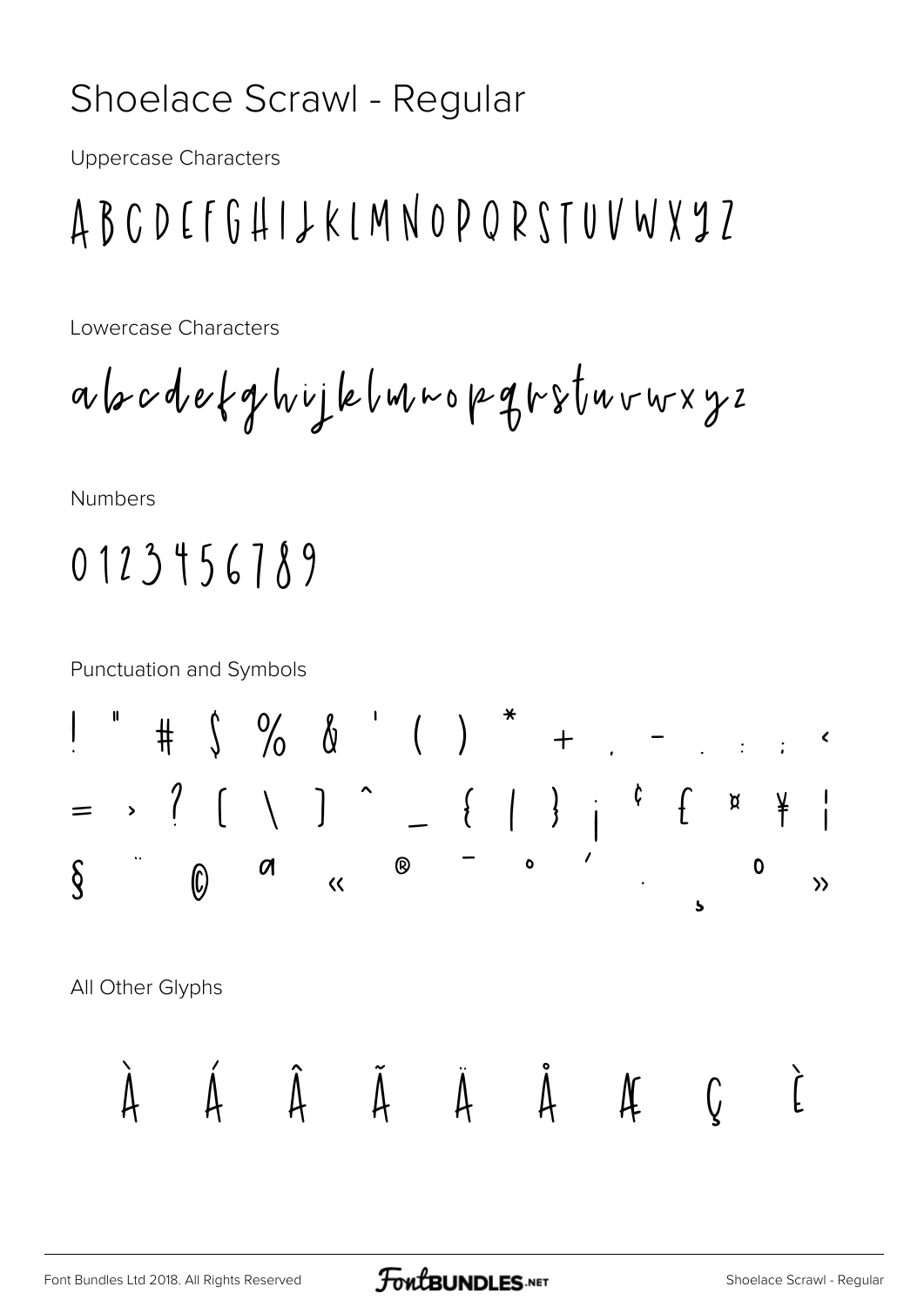# Shoelace Scrawl - Regular

Uppercase Characters

A B C D E F G H I J K L M N O P Q R S T U V W X Y Z

Lowercase Characters

a b c d e f g h i j k l m n o p q r s t u v w x y z

Numbers

0 1 2 3 4 5 6 7 8 9

Punctuation and Symbols

! " # $ % & ' ( ) * + , - . : ; <

= > ? [ \ ] ^ _ { | } ¡ ¢ £ ¤ ¥ ¦

§ ¨ © ª « ® ¯ ° ´ · ¸ º »

All Other Glyphs

À Á Â Ã Ä Å Æ Ç È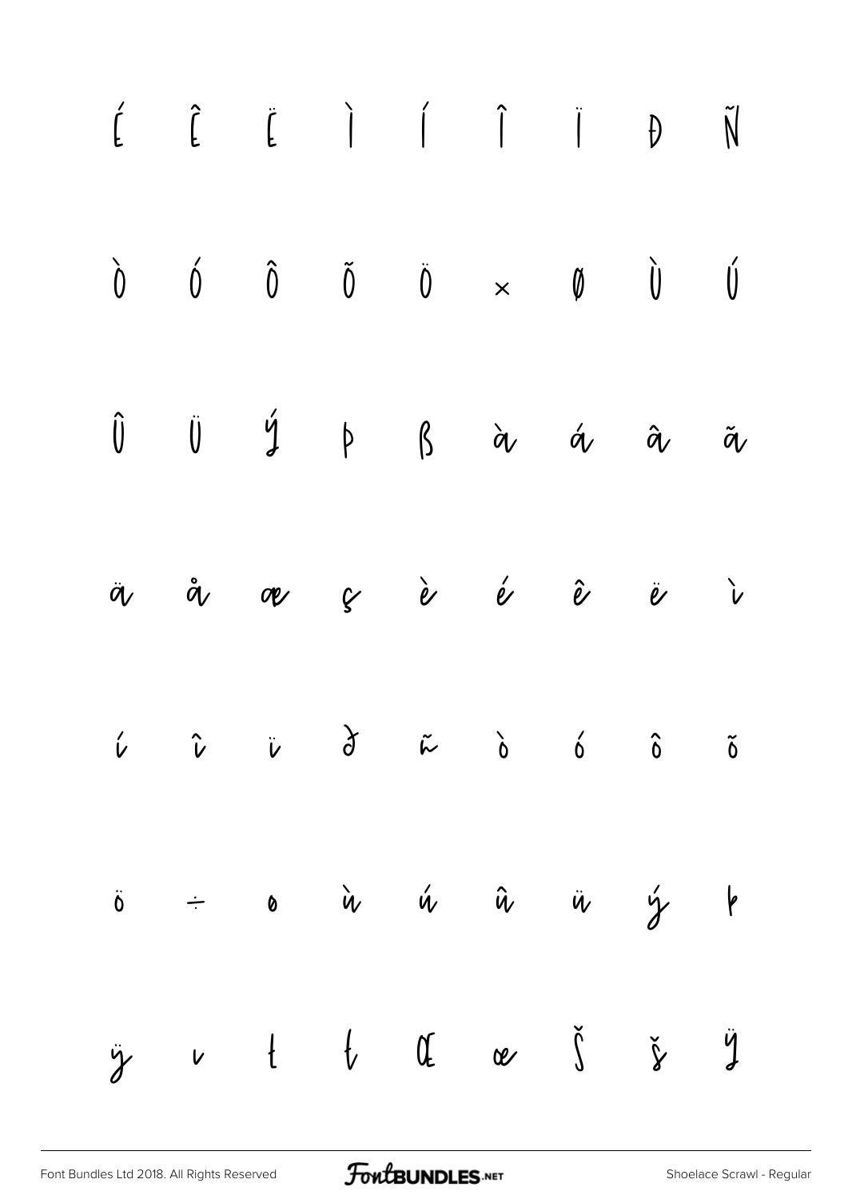É Ê Ë Ì Í Î Ï Đ Ñ

Ò Ó Ô Õ Ö × Ø Ù Ú

Û Ü Ý Þ ß à á â ã

ä å æ ç è é ê ë ì

í î ï ð ñ ò ó ô õ

ö ÷ ø ù ú û ü ý þ

ÿ ı Ł ł Œ œ Š š Ÿ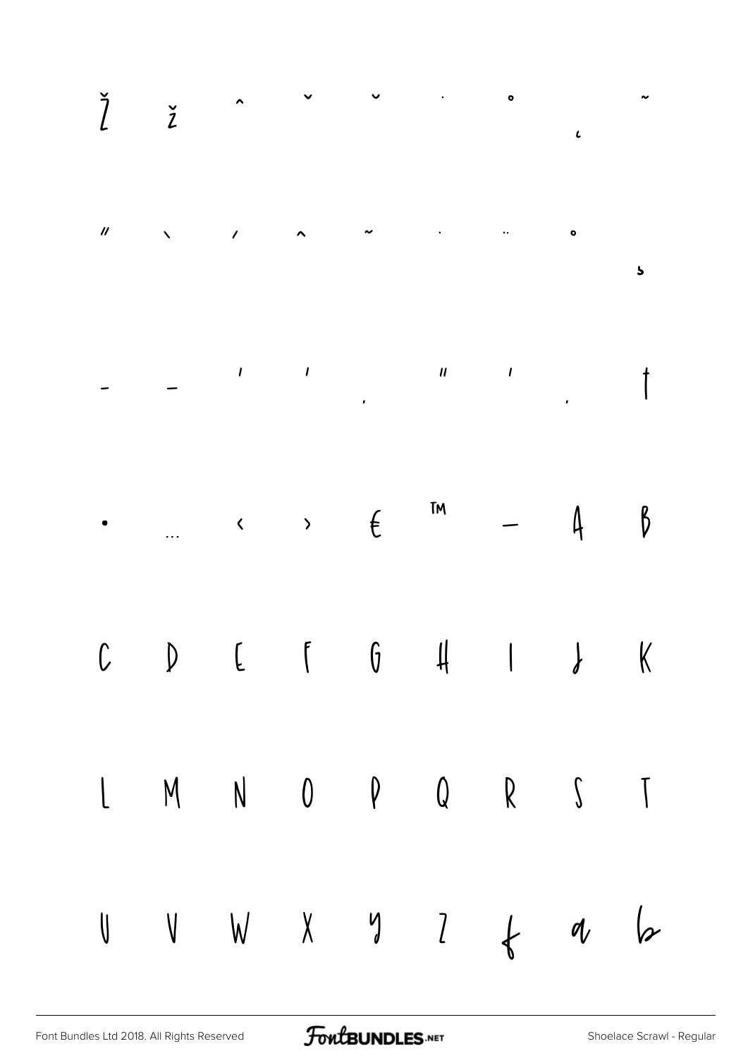Ž ž ˆ ˇ ˘ ˙ ˚ ˛ ˜

˝ ` ´ ˆ ˜ ˙ ¨ ˚ ¸

– — ‘ ’ ‚ “ ” „ †

• … ‹ › € ™ − A B

C D E F G H I J K

L M N O P Q R S T

U V W X Y Z ƒ a b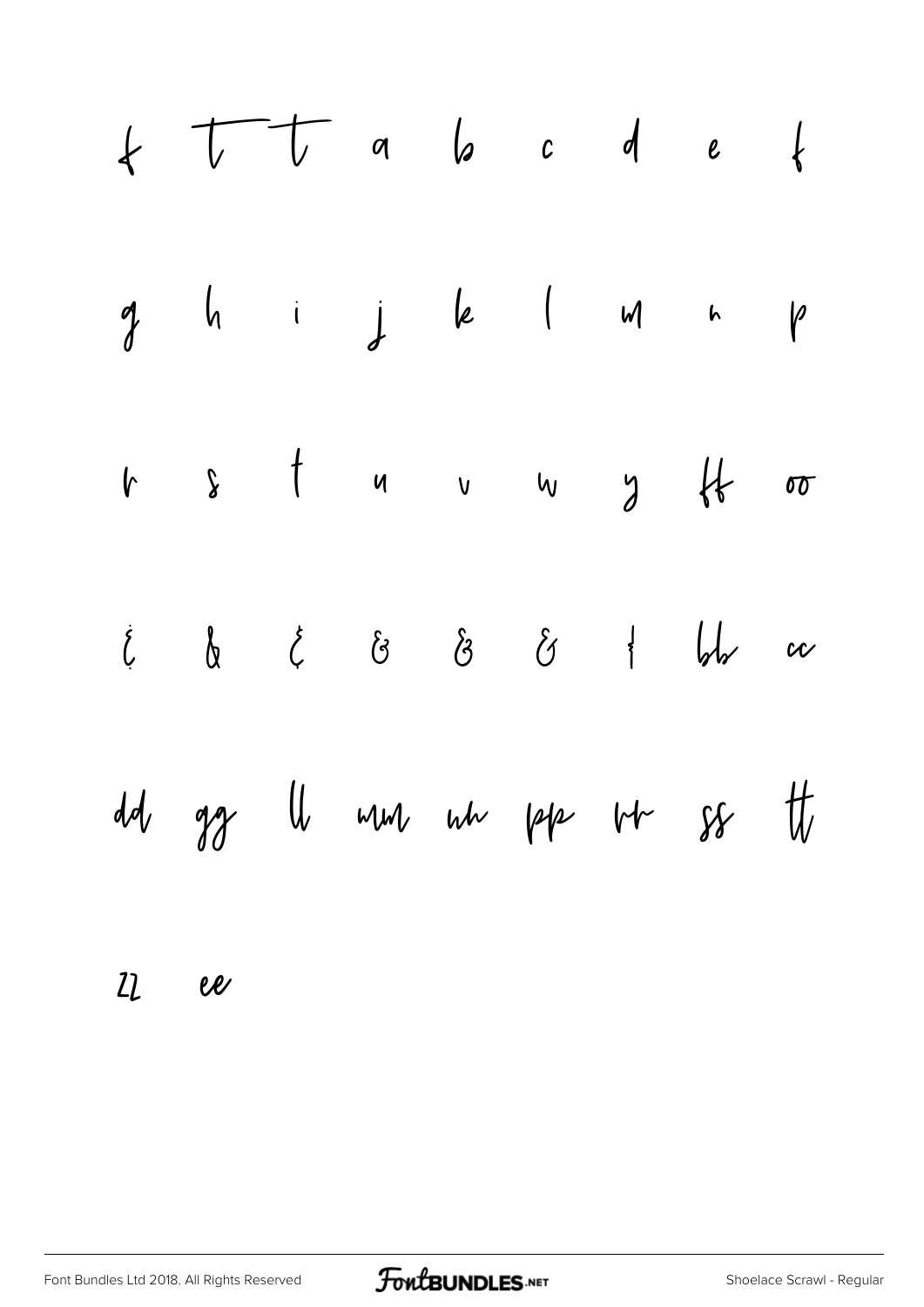f t t a b c d e f

g h i j k l m n p

r s t u v w y ff oo

i & ¿ & & & ! bb cc

dd gg ll mm nn pp rr ss tt

zz ee